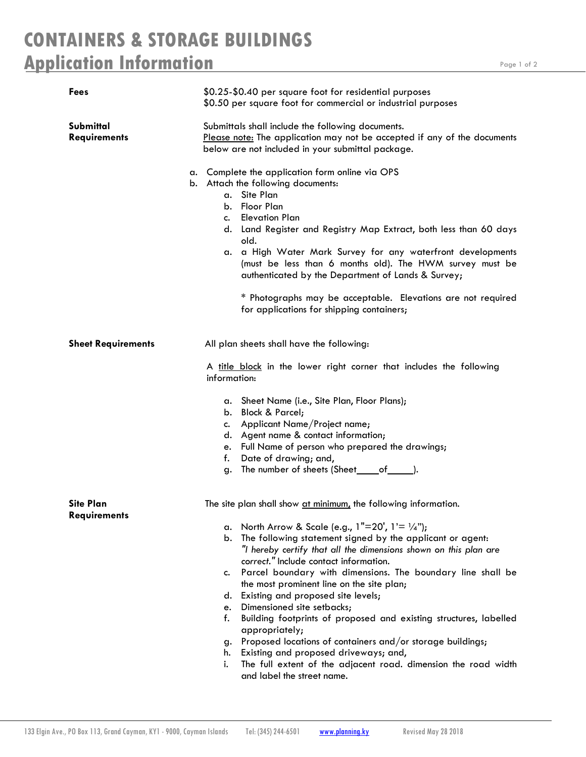# CONTAINERS & STORAGE BUILDINGS

## Application Information

**Fees**

$0.25-$0.40 per square foot for residential purposes
$0.50 per square foot for commercial or industrial purposes

**Submittal Requirements**

Submittals shall include the following documents.
Please note: The application may not be accepted if any of the documents below are not included in your submittal package.

a. Complete the application form online via OPS
b. Attach the following documents:
   a. Site Plan
   b. Floor Plan
   c. Elevation Plan
   d. Land Register and Registry Map Extract, both less than 60 days old.
   a. a High Water Mark Survey for any waterfront developments (must be less than 6 months old). The HWM survey must be authenticated by the Department of Lands & Survey;

   * Photographs may be acceptable. Elevations are not required for applications for shipping containers;

**Sheet Requirements**

All plan sheets shall have the following:

A title block in the lower right corner that includes the following information:

a. Sheet Name (i.e., Site Plan, Floor Plans);
b. Block & Parcel;
c. Applicant Name/Project name;
d. Agent name & contact information;
e. Full Name of person who prepared the drawings;
f. Date of drawing; and,
g. The number of sheets (Sheet____of_____).

**Site Plan Requirements**

The site plan shall show at minimum, the following information.

a. North Arrow & Scale (e.g., 1"=20', 1'= ¼");
b. The following statement signed by the applicant or agent: *"I hereby certify that all the dimensions shown on this plan are correct."* Include contact information.
c. Parcel boundary with dimensions. The boundary line shall be the most prominent line on the site plan;
d. Existing and proposed site levels;
e. Dimensioned site setbacks;
f. Building footprints of proposed and existing structures, labelled appropriately;
g. Proposed locations of containers and/or storage buildings;
h. Existing and proposed driveways; and,
i. The full extent of the adjacent road. dimension the road width and label the street name.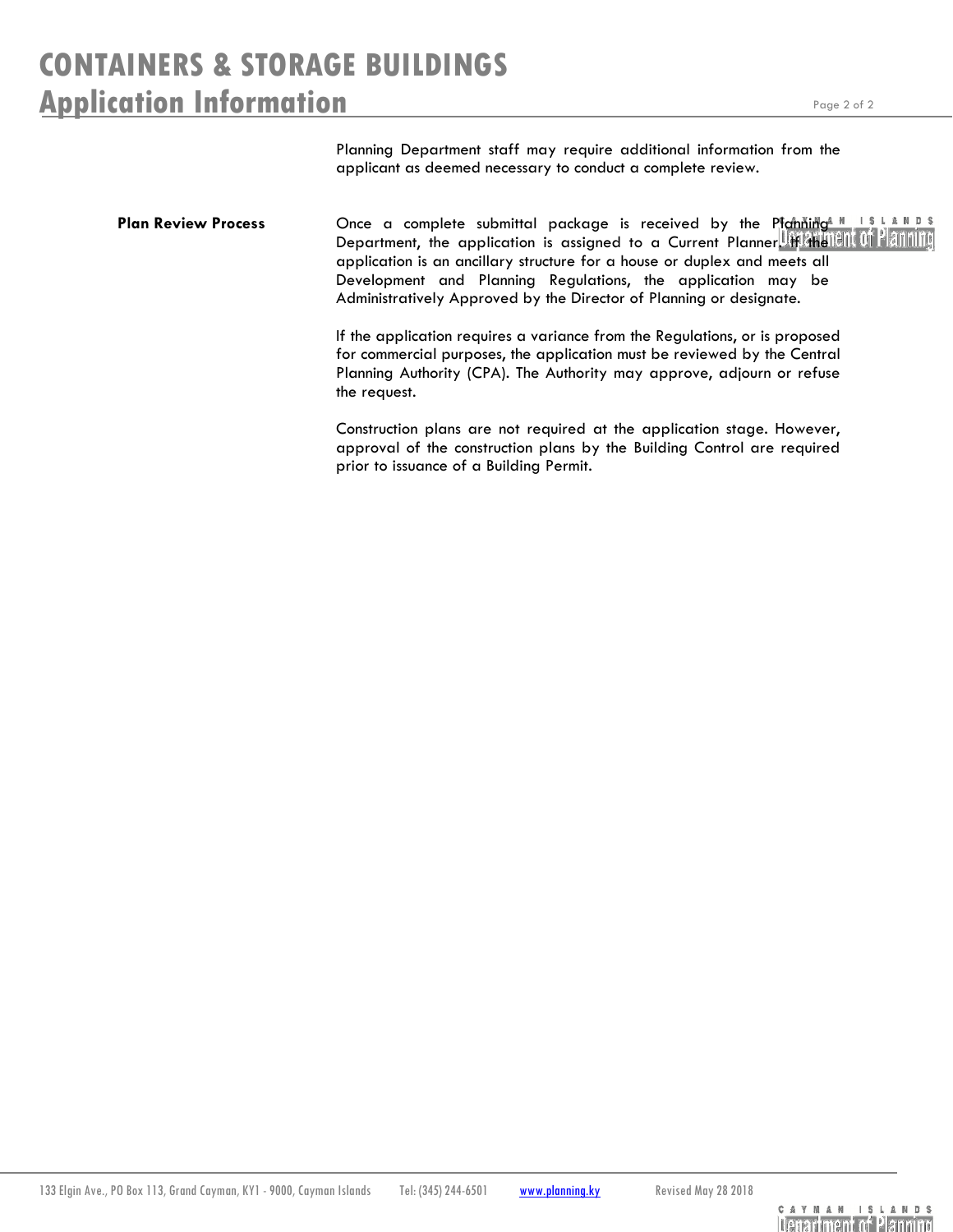Planning Department staff may require additional information from the applicant as deemed necessary to conduct a complete review.

**Plan Review Process**

Once a complete submittal package is received by the Planning Department, the application is assigned to a Current Planner. If the application is an ancillary structure for a house or duplex and meets all Development and Planning Regulations, the application may be Administratively Approved by the Director of Planning or designate.

If the application requires a variance from the Regulations, or is proposed for commercial purposes, the application must be reviewed by the Central Planning Authority (CPA). The Authority may approve, adjourn or refuse the request.

Construction plans are not required at the application stage. However, approval of the construction plans by the Building Control are required prior to issuance of a Building Permit.